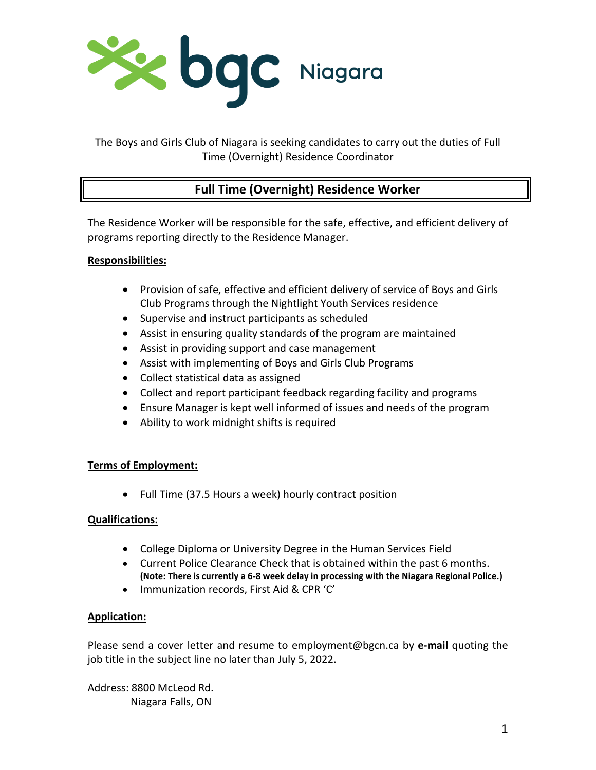bgc Niagara

The Boys and Girls Club of Niagara is seeking candidates to carry out the duties of Full Time (Overnight) Residence Coordinator

## Full Time (Overnight) Residence Worker

The Residence Worker will be responsible for the safe, effective, and efficient delivery of programs reporting directly to the Residence Manager.

**Responsibilities:**

- Provision of safe, effective and efficient delivery of service of Boys and Girls Club Programs through the Nightlight Youth Services residence
- Supervise and instruct participants as scheduled
- Assist in ensuring quality standards of the program are maintained
- Assist in providing support and case management
- Assist with implementing of Boys and Girls Club Programs
- Collect statistical data as assigned
- Collect and report participant feedback regarding facility and programs
- Ensure Manager is kept well informed of issues and needs of the program
- Ability to work midnight shifts is required

**Terms of Employment:**

- Full Time (37.5 Hours a week) hourly contract position

**Qualifications:**

- College Diploma or University Degree in the Human Services Field
- Current Police Clearance Check that is obtained within the past 6 months. **(Note: There is currently a 6-8 week delay in processing with the Niagara Regional Police.)**
- Immunization records, First Aid & CPR 'C'

**Application:**

Please send a cover letter and resume to employment@bgcn.ca by **e-mail** quoting the job title in the subject line no later than July 5, 2022.

Address: 8800 McLeod Rd.
Niagara Falls, ON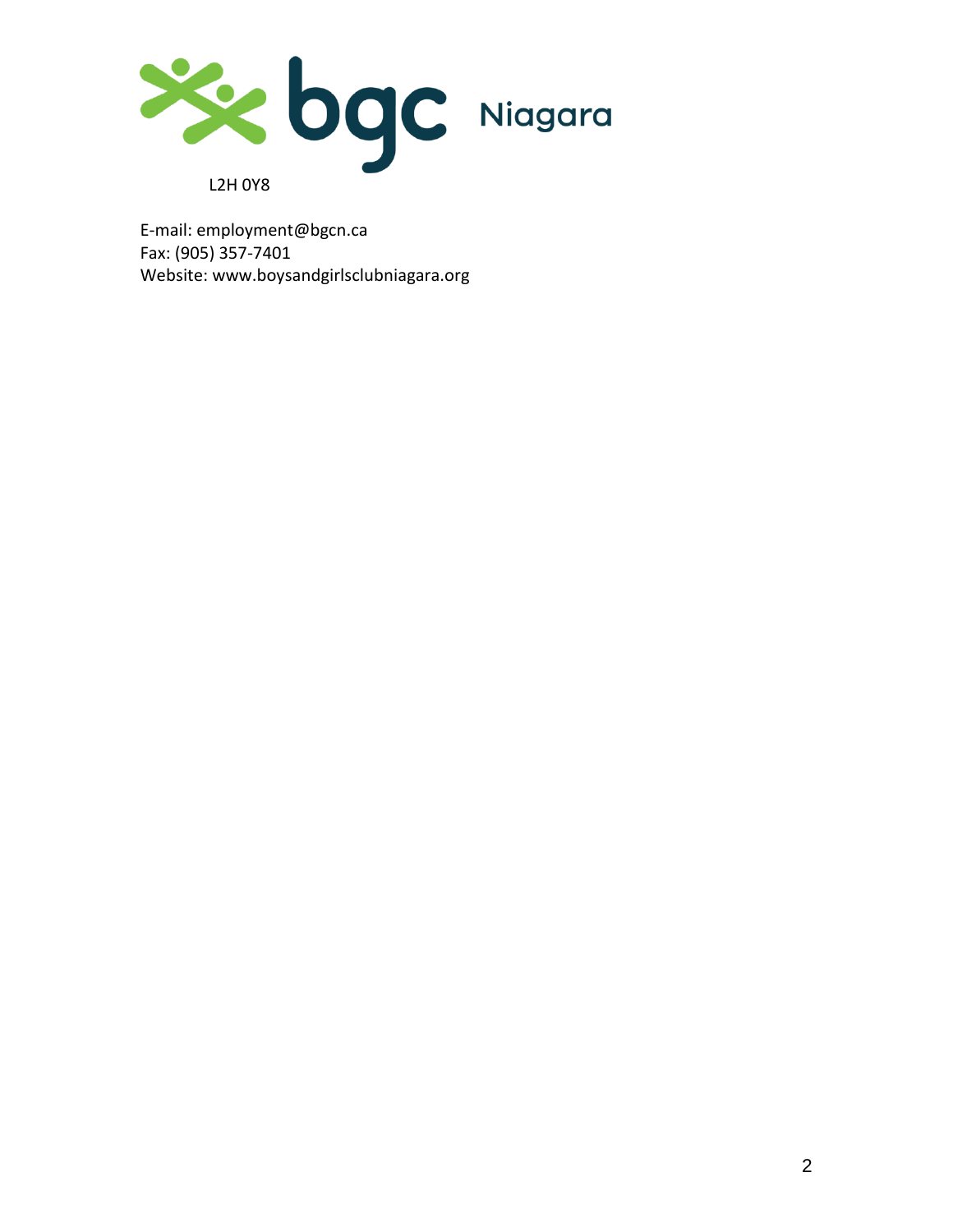L2H 0Y8

E-mail: employment@bgcn.ca
Fax: (905) 357-7401
Website: www.boysandgirlsclubniagara.org